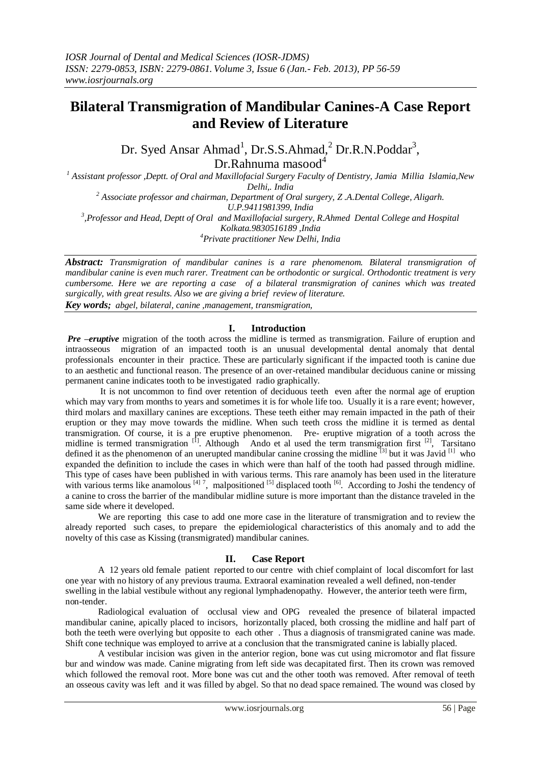*IOSR Journal of Dental and Medical Sciences (IOSR-JDMS)*
*ISSN: 2279-0853, ISBN: 2279-0861. Volume 3, Issue 6 (Jan.- Feb. 2013), PP 56-59*
*www.iosrjournals.org*

# Bilateral Transmigration of Mandibular Canines-A Case Report and Review of Literature

Dr. Syed Ansar Ahmad[1], Dr.S.S.Ahmad,[2] Dr.R.N.Poddar[3], Dr.Rahnuma masood[4]

[1] *Assistant professor ,Deptt. of Oral and Maxillofacial Surgery Faculty of Dentistry, Jamia Millia Islamia,New Delhi,. India*
[2] *Associate professor and chairman, Department of Oral surgery, Z .A.Dental College, Aligarh. U.P.9411981399, India*
[3] *,Professor and Head, Deptt of Oral and Maxillofacial surgery, R.Ahmed Dental College and Hospital Kolkata.9830516189 ,India*
[4] *Private practitioner New Delhi, India*

***Abstract:*** *Transmigration of mandibular canines is a rare phenomenom. Bilateral transmigration of mandibular canine is even much rarer. Treatment can be orthodontic or surgical. Orthodontic treatment is very cumbersome. Here we are reporting a case of a bilateral transmigration of canines which was treated surgically, with great results. Also we are giving a brief review of literature.*

***Key words;*** *abgel, bilateral, canine ,management, transmigration,*

## I. Introduction

***Pre –eruptive*** migration of the tooth across the midline is termed as transmigration. Failure of eruption and intraosseous migration of an impacted tooth is an unusual developmental dental anomaly that dental professionals encounter in their practice. These are particularly significant if the impacted tooth is canine due to an aesthetic and functional reason. The presence of an over-retained mandibular deciduous canine or missing permanent canine indicates tooth to be investigated radio graphically.

It is not uncommon to find over retention of deciduous teeth even after the normal age of eruption which may vary from months to years and sometimes it is for whole life too. Usually it is a rare event; however, third molars and maxillary canines are exceptions. These teeth either may remain impacted in the path of their eruption or they may move towards the midline. When such teeth cross the midline it is termed as dental transmigration. Of course, it is a pre eruptive phenomenon. Pre- eruptive migration of a tooth across the midline is termed transmigration [1]. Although Ando et al used the term transmigration first [2], Tarsitano defined it as the phenomenon of an unerupted mandibular canine crossing the midline [3] but it was Javid [1] who expanded the definition to include the cases in which were than half of the tooth had passed through midline. This type of cases have been published in with various terms. This rare anamoly has been used in the literature with various terms like anamolous [4] 7, malpositioned [5] displaced tooth [6]. According to Joshi the tendency of a canine to cross the barrier of the mandibular midline suture is more important than the distance traveled in the same side where it developed.

We are reporting this case to add one more case in the literature of transmigration and to review the already reported such cases, to prepare the epidemiological characteristics of this anomaly and to add the novelty of this case as Kissing (transmigrated) mandibular canines.

## II. Case Report

A 12 years old female patient reported to our centre with chief complaint of local discomfort for last one year with no history of any previous trauma. Extraoral examination revealed a well defined, non-tender swelling in the labial vestibule without any regional lymphadenopathy. However, the anterior teeth were firm, non-tender.

Radiological evaluation of occlusal view and OPG revealed the presence of bilateral impacted mandibular canine, apically placed to incisors, horizontally placed, both crossing the midline and half part of both the teeth were overlying but opposite to each other . Thus a diagnosis of transmigrated canine was made. Shift cone technique was employed to arrive at a conclusion that the transmigrated canine is labially placed.

A vestibular incision was given in the anterior region, bone was cut using micromotor and flat fissure bur and window was made. Canine migrating from left side was decapitated first. Then its crown was removed which followed the removal root. More bone was cut and the other tooth was removed. After removal of teeth an osseous cavity was left and it was filled by abgel. So that no dead space remained. The wound was closed by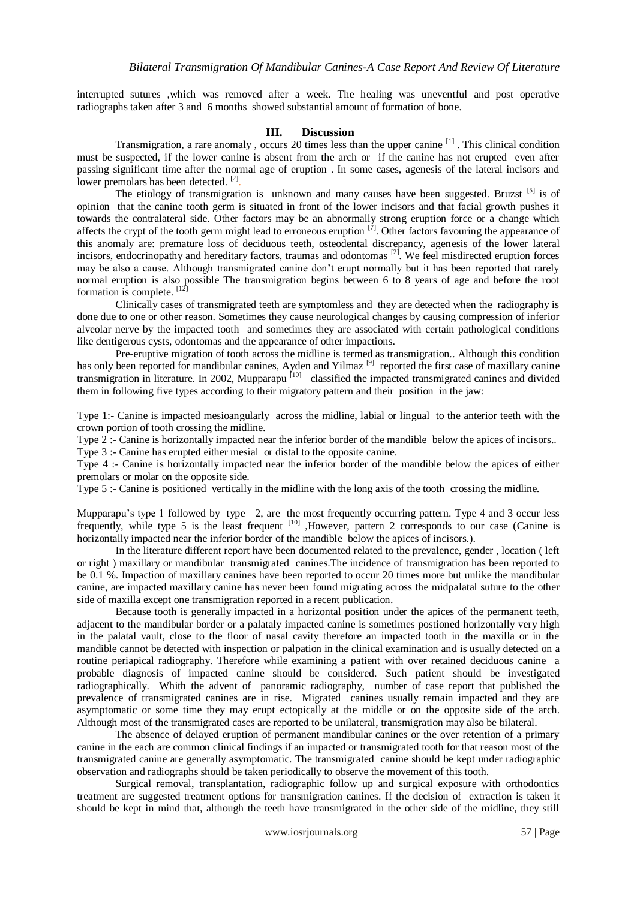interrupted sutures ,which was removed after a week. The healing was uneventful and post operative radiographs taken after 3 and 6 months showed substantial amount of formation of bone.

## III. Discussion

Transmigration, a rare anomaly , occurs 20 times less than the upper canine [1] . This clinical condition must be suspected, if the lower canine is absent from the arch or if the canine has not erupted even after passing significant time after the normal age of eruption . In some cases, agenesis of the lateral incisors and lower premolars has been detected. [2].

The etiology of transmigration is unknown and many causes have been suggested. Bruzst [5] is of opinion that the canine tooth germ is situated in front of the lower incisors and that facial growth pushes it towards the contralateral side. Other factors may be an abnormally strong eruption force or a change which affects the crypt of the tooth germ might lead to erroneous eruption [7]. Other factors favouring the appearance of this anomaly are: premature loss of deciduous teeth, osteodental discrepancy, agenesis of the lower lateral incisors, endocrinopathy and hereditary factors, traumas and odontomas [2]. We feel misdirected eruption forces may be also a cause. Although transmigrated canine don't erupt normally but it has been reported that rarely normal eruption is also possible The transmigration begins between 6 to 8 years of age and before the root formation is complete. [12]

Clinically cases of transmigrated teeth are symptomless and they are detected when the radiography is done due to one or other reason. Sometimes they cause neurological changes by causing compression of inferior alveolar nerve by the impacted tooth and sometimes they are associated with certain pathological conditions like dentigerous cysts, odontomas and the appearance of other impactions.

Pre-eruptive migration of tooth across the midline is termed as transmigration.. Although this condition has only been reported for mandibular canines, Ayden and Yilmaz [9] reported the first case of maxillary canine transmigration in literature. In 2002, Mupparapu [10] classified the impacted transmigrated canines and divided them in following five types according to their migratory pattern and their position in the jaw:

Type 1:- Canine is impacted mesioangularly across the midline, labial or lingual to the anterior teeth with the crown portion of tooth crossing the midline.

Type 2 :- Canine is horizontally impacted near the inferior border of the mandible below the apices of incisors..

Type 3 :- Canine has erupted either mesial or distal to the opposite canine.

Type 4 :- Canine is horizontally impacted near the inferior border of the mandible below the apices of either premolars or molar on the opposite side.

Type 5 :- Canine is positioned vertically in the midline with the long axis of the tooth crossing the midline.

Mupparapu's type 1 followed by type 2, are the most frequently occurring pattern. Type 4 and 3 occur less frequently, while type 5 is the least frequent [10] ,However, pattern 2 corresponds to our case (Canine is horizontally impacted near the inferior border of the mandible below the apices of incisors.).

In the literature different report have been documented related to the prevalence, gender , location ( left or right ) maxillary or mandibular transmigrated canines.The incidence of transmigration has been reported to be 0.1 %. Impaction of maxillary canines have been reported to occur 20 times more but unlike the mandibular canine, are impacted maxillary canine has never been found migrating across the midpalatal suture to the other side of maxilla except one transmigration reported in a recent publication.

Because tooth is generally impacted in a horizontal position under the apices of the permanent teeth, adjacent to the mandibular border or a palataly impacted canine is sometimes postioned horizontally very high in the palatal vault, close to the floor of nasal cavity therefore an impacted tooth in the maxilla or in the mandible cannot be detected with inspection or palpation in the clinical examination and is usually detected on a routine periapical radiography. Therefore while examining a patient with over retained deciduous canine a probable diagnosis of impacted canine should be considered. Such patient should be investigated radiographically. Whith the advent of panoramic radiography, number of case report that published the prevalence of transmigrated canines are in rise. Migrated canines usually remain impacted and they are asymptomatic or some time they may erupt ectopically at the middle or on the opposite side of the arch. Although most of the transmigrated cases are reported to be unilateral, transmigration may also be bilateral.

The absence of delayed eruption of permanent mandibular canines or the over retention of a primary canine in the each are common clinical findings if an impacted or transmigrated tooth for that reason most of the transmigrated canine are generally asymptomatic. The transmigrated canine should be kept under radiographic observation and radiographs should be taken periodically to observe the movement of this tooth.

Surgical removal, transplantation, radiographic follow up and surgical exposure with orthodontics treatment are suggested treatment options for transmigration canines. If the decision of extraction is taken it should be kept in mind that, although the teeth have transmigrated in the other side of the midline, they still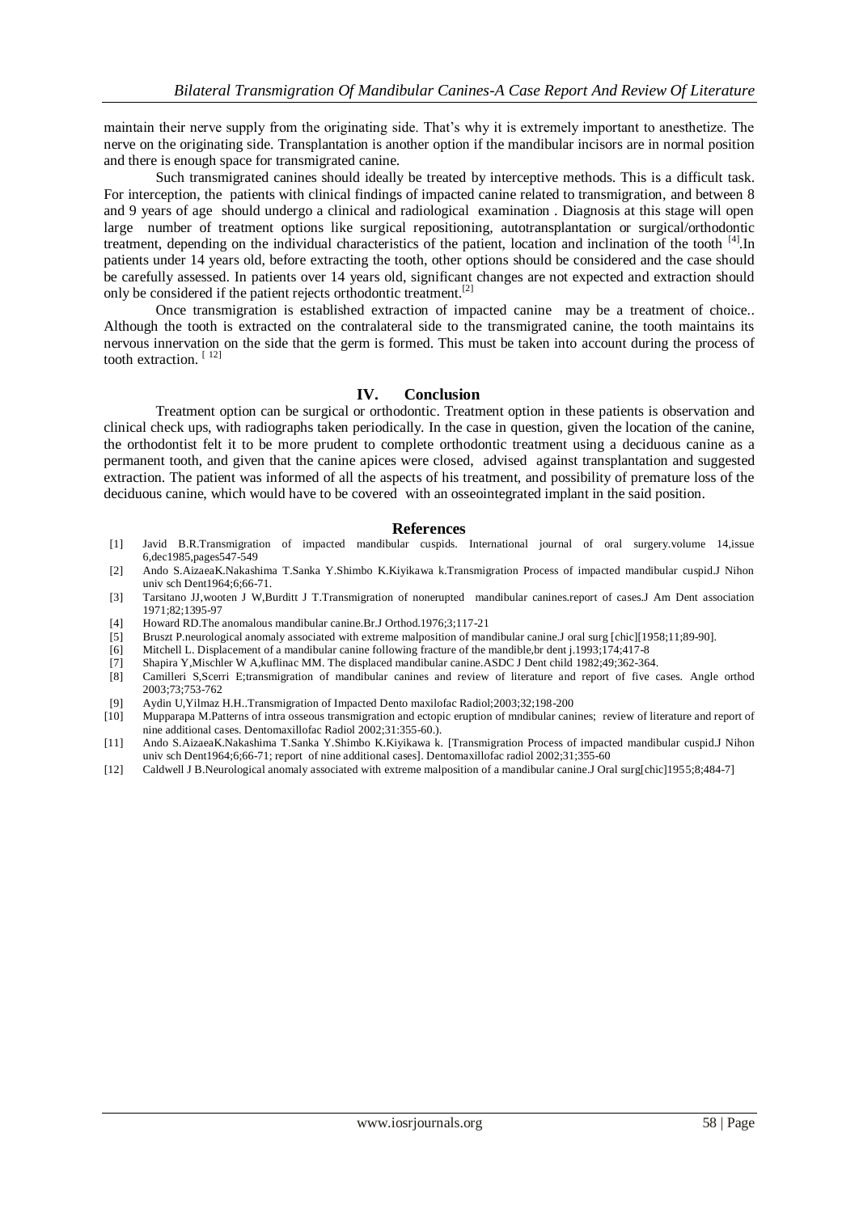maintain their nerve supply from the originating side. That's why it is extremely important to anesthetize. The nerve on the originating side. Transplantation is another option if the mandibular incisors are in normal position and there is enough space for transmigrated canine.

Such transmigrated canines should ideally be treated by interceptive methods. This is a difficult task. For interception, the patients with clinical findings of impacted canine related to transmigration, and between 8 and 9 years of age should undergo a clinical and radiological examination . Diagnosis at this stage will open large number of treatment options like surgical repositioning, autotransplantation or surgical/orthodontic treatment, depending on the individual characteristics of the patient, location and inclination of the tooth [4].In patients under 14 years old, before extracting the tooth, other options should be considered and the case should be carefully assessed. In patients over 14 years old, significant changes are not expected and extraction should only be considered if the patient rejects orthodontic treatment.[2]

Once transmigration is established extraction of impacted canine may be a treatment of choice.. Although the tooth is extracted on the contralateral side to the transmigrated canine, the tooth maintains its nervous innervation on the side that the germ is formed. This must be taken into account during the process of tooth extraction. [12]

## IV. Conclusion

Treatment option can be surgical or orthodontic. Treatment option in these patients is observation and clinical check ups, with radiographs taken periodically. In the case in question, given the location of the canine, the orthodontist felt it to be more prudent to complete orthodontic treatment using a deciduous canine as a permanent tooth, and given that the canine apices were closed, advised against transplantation and suggested extraction. The patient was informed of all the aspects of his treatment, and possibility of premature loss of the deciduous canine, which would have to be covered with an osseointegrated implant in the said position.

## References

[1] Javid B.R.Transmigration of impacted mandibular cuspids. International journal of oral surgery.volume 14,issue 6,dec1985,pages547-549

[2] Ando S.AizaeaK.Nakashima T.Sanka Y.Shimbo K.Kiyikawa k.Transmigration Process of impacted mandibular cuspid.J Nihon univ sch Dent1964;6;66-71.

[3] Tarsitano JJ,wooten J W,Burditt J T.Transmigration of nonerupted mandibular canines.report of cases.J Am Dent association 1971;82;1395-97

[4] Howard RD.The anomalous mandibular canine.Br.J Orthod.1976;3;117-21

[5] Bruszt P.neurological anomaly associated with extreme malposition of mandibular canine.J oral surg [chic][1958;11;89-90].

[6] Mitchell L. Displacement of a mandibular canine following fracture of the mandible,br dent j.1993;174;417-8

[7] Shapira Y,Mischler W A,kuflinac MM. The displaced mandibular canine.ASDC J Dent child 1982;49;362-364.

[8] Camilleri S,Scerri E;transmigration of mandibular canines and review of literature and report of five cases. Angle orthod 2003;73;753-762

[9] Aydin U,Yilmaz H.H..Transmigration of Impacted Dento maxilofac Radiol;2003;32;198-200

[10] Mupparapa M.Patterns of intra osseous transmigration and ectopic eruption of mndibular canines; review of literature and report of nine additional cases. Dentomaxillofac Radiol 2002;31:355-60.).

[11] Ando S.AizaeaK.Nakashima T.Sanka Y.Shimbo K.Kiyikawa k. [Transmigration Process of impacted mandibular cuspid.J Nihon univ sch Dent1964;6;66-71; report of nine additional cases]. Dentomaxillofac radiol 2002;31;355-60

[12] Caldwell J B.Neurological anomaly associated with extreme malposition of a mandibular canine.J Oral surg[chic]1955;8;484-7]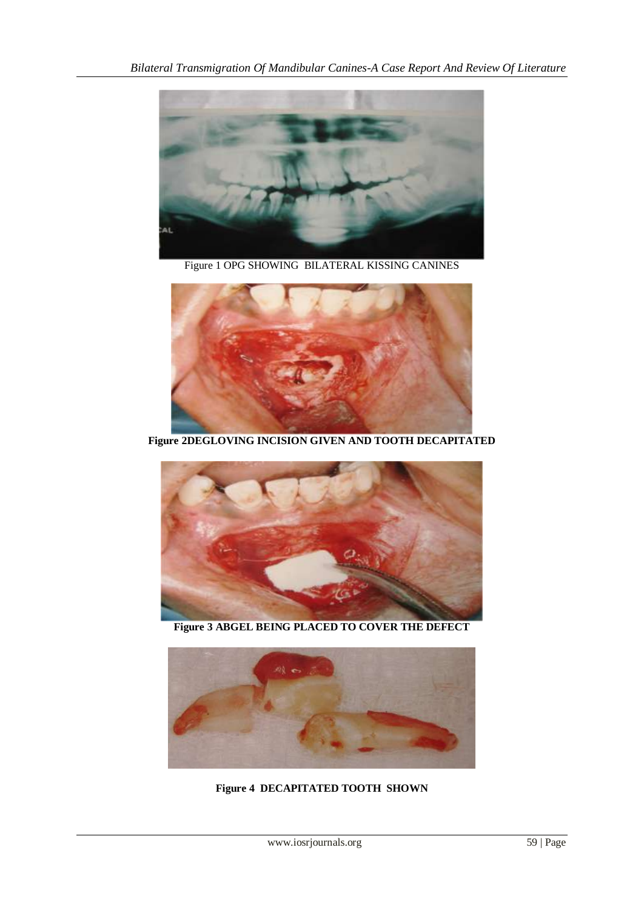Figure 1 OPG SHOWING BILATERAL KISSING CANINES

**Figure 2DEGLOVING INCISION GIVEN AND TOOTH DECAPITATED**

**Figure 3 ABGEL BEING PLACED TO COVER THE DEFECT**

**Figure 4 DECAPITATED TOOTH SHOWN**